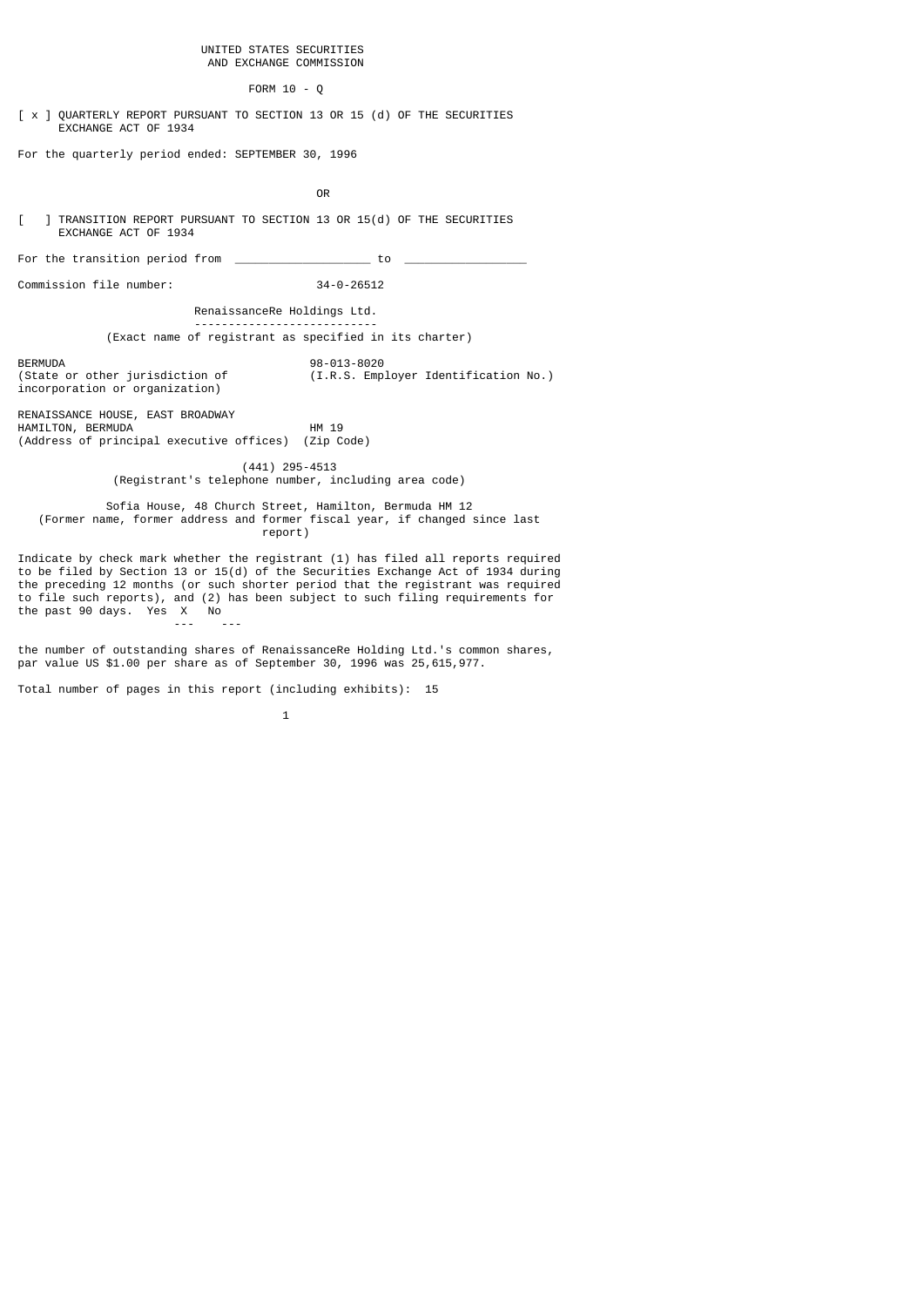UNITED STATES SECURITIES AND EXCHANGE COMMISSION

FORM 10 - Q

[ x ] QUARTERLY REPORT PURSUANT TO SECTION 13 OR 15 (d) OF THE SECURITIES EXCHANGE ACT OF 1934

For the quarterly period ended: SEPTEMBER 30, 1996

OR

[ ] TRANSITION REPORT PURSUANT TO SECTION 13 OR 15(d) OF THE SECURITIES EXCHANGE ACT OF 1934

For the transition period from ___________________ to _________________

Commission file number: 34-0-26512

RenaissanceRe Holdings Ltd.
(Exact name of registrant as specified in its charter)

BERMUDA
(State or other jurisdiction of incorporation or organization)

98-013-8020
(I.R.S. Employer Identification No.)

RENAISSANCE HOUSE, EAST BROADWAY
HAMILTON, BERMUDA HM 19
(Address of principal executive offices) (Zip Code)

(441) 295-4513
(Registrant's telephone number, including area code)

Sofia House, 48 Church Street, Hamilton, Bermuda HM 12
(Former name, former address and former fiscal year, if changed since last report)

Indicate by check mark whether the registrant (1) has filed all reports required to be filed by Section 13 or 15(d) of the Securities Exchange Act of 1934 during the preceding 12 months (or such shorter period that the registrant was required to file such reports), and (2) has been subject to such filing requirements for the past 90 days. Yes X No

the number of outstanding shares of RenaissanceRe Holding Ltd.'s common shares, par value US $1.00 per share as of September 30, 1996 was 25,615,977.

Total number of pages in this report (including exhibits): 15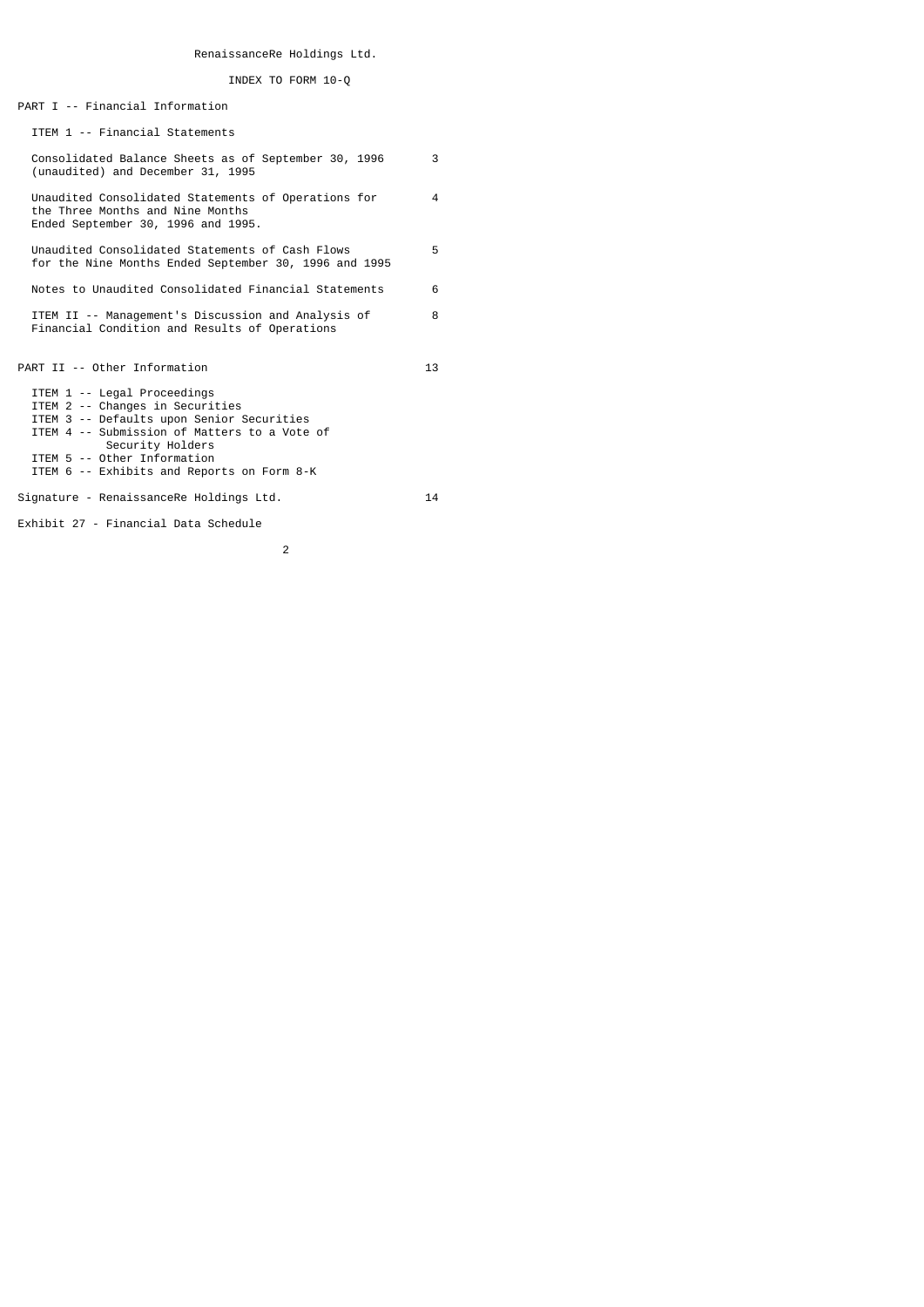RenaissanceRe Holdings Ltd.

INDEX TO FORM 10-Q

PART I -- Financial Information

ITEM 1 -- Financial Statements

| | |
|---|---|
| Consolidated Balance Sheets as of September 30, 1996 (unaudited) and December 31, 1995 | 3 |
| Unaudited Consolidated Statements of Operations for the Three Months and Nine Months Ended September 30, 1996 and 1995. | 4 |
| Unaudited Consolidated Statements of Cash Flows for the Nine Months Ended September 30, 1996 and 1995 | 5 |
| Notes to Unaudited Consolidated Financial Statements | 6 |
| ITEM II -- Management's Discussion and Analysis of Financial Condition and Results of Operations | 8 |

| | |
|---|---|
| PART II -- Other Information | 13 |

ITEM 1 -- Legal Proceedings
ITEM 2 -- Changes in Securities
ITEM 3 -- Defaults upon Senior Securities
ITEM 4 -- Submission of Matters to a Vote of Security Holders
ITEM 5 -- Other Information
ITEM 6 -- Exhibits and Reports on Form 8-K

| | |
|---|---|
| Signature - RenaissanceRe Holdings Ltd. | 14 |

Exhibit 27 - Financial Data Schedule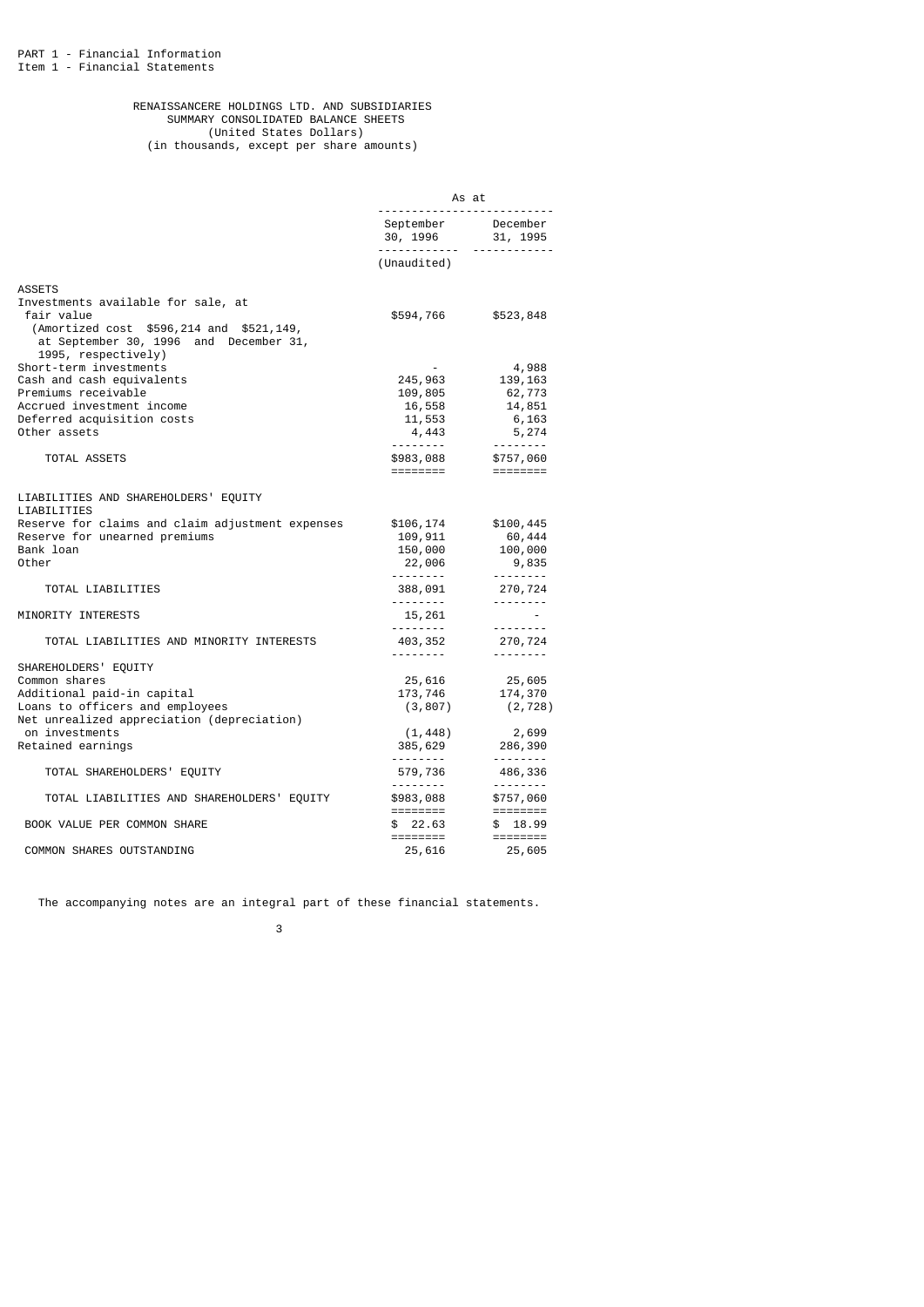PART 1 - Financial Information
Item 1 - Financial Statements

# RENAISSANCERE HOLDINGS LTD. AND SUBSIDIARIES
## SUMMARY CONSOLIDATED BALANCE SHEETS
(United States Dollars)
(in thousands, except per share amounts)

| | As at | |
|---|---|---|
| | September 30, 1996 | December 31, 1995 |
| | (Unaudited) | |
| **ASSETS** | | |
| Investments available for sale, at fair value (Amortized cost $596,214 and $521,149, at September 30, 1996 and December 31, 1995, respectively) | $594,766 | $523,848 |
| Short-term investments | - | 4,988 |
| Cash and cash equivalents | 245,963 | 139,163 |
| Premiums receivable | 109,805 | 62,773 |
| Accrued investment income | 16,558 | 14,851 |
| Deferred acquisition costs | 11,553 | 6,163 |
| Other assets | 4,443 | 5,274 |
| TOTAL ASSETS | $983,088 | $757,060 |
| **LIABILITIES AND SHAREHOLDERS' EQUITY** | | |
| **LIABILITIES** | | |
| Reserve for claims and claim adjustment expenses | $106,174 | $100,445 |
| Reserve for unearned premiums | 109,911 | 60,444 |
| Bank loan | 150,000 | 100,000 |
| Other | 22,006 | 9,835 |
| TOTAL LIABILITIES | 388,091 | 270,724 |
| MINORITY INTERESTS | 15,261 | - |
| TOTAL LIABILITIES AND MINORITY INTERESTS | 403,352 | 270,724 |
| **SHAREHOLDERS' EQUITY** | | |
| Common shares | 25,616 | 25,605 |
| Additional paid-in capital | 173,746 | 174,370 |
| Loans to officers and employees | (3,807) | (2,728) |
| Net unrealized appreciation (depreciation) on investments | (1,448) | 2,699 |
| Retained earnings | 385,629 | 286,390 |
| TOTAL SHAREHOLDERS' EQUITY | 579,736 | 486,336 |
| TOTAL LIABILITIES AND SHAREHOLDERS' EQUITY | $983,088 | $757,060 |
| BOOK VALUE PER COMMON SHARE | $ 22.63 | $ 18.99 |
| COMMON SHARES OUTSTANDING | 25,616 | 25,605 |

The accompanying notes are an integral part of these financial statements.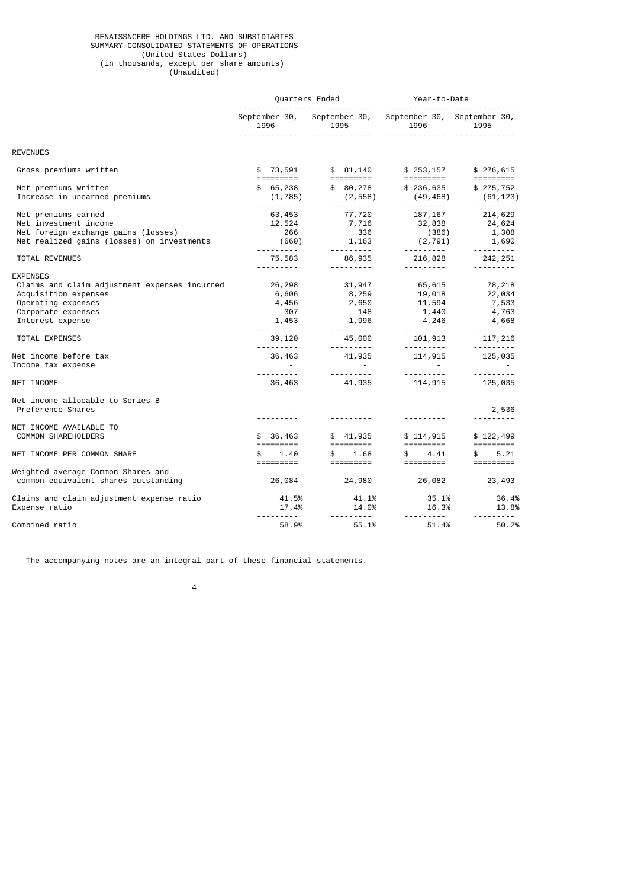# RENAISSNCERE HOLDINGS LTD. AND SUBSIDIARIES
## SUMMARY CONSOLIDATED STATEMENTS OF OPERATIONS
(United States Dollars)
(in thousands, except per share amounts)
(Unaudited)

| | Quarters Ended | | Year-to-Date | |
|---|---|---|---|---|
| | September 30, 1996 | September 30, 1995 | September 30, 1996 | September 30, 1995 |
| **REVENUES** | | | | |
| Gross premiums written | $ 73,591 | $ 81,140 | $ 253,157 | $ 276,615 |
| Net premiums written | $ 65,238 | $ 80,278 | $ 236,635 | $ 275,752 |
| Increase in unearned premiums | (1,785) | (2,558) | (49,468) | (61,123) |
| Net premiums earned | 63,453 | 77,720 | 187,167 | 214,629 |
| Net investment income | 12,524 | 7,716 | 32,838 | 24,624 |
| Net foreign exchange gains (losses) | 266 | 336 | (386) | 1,308 |
| Net realized gains (losses) on investments | (660) | 1,163 | (2,791) | 1,690 |
| TOTAL REVENUES | 75,583 | 86,935 | 216,828 | 242,251 |
| **EXPENSES** | | | | |
| Claims and claim adjustment expenses incurred | 26,298 | 31,947 | 65,615 | 78,218 |
| Acquisition expenses | 6,606 | 8,259 | 19,018 | 22,034 |
| Operating expenses | 4,456 | 2,650 | 11,594 | 7,533 |
| Corporate expenses | 307 | 148 | 1,440 | 4,763 |
| Interest expense | 1,453 | 1,996 | 4,246 | 4,668 |
| TOTAL EXPENSES | 39,120 | 45,000 | 101,913 | 117,216 |
| Net income before tax | 36,463 | 41,935 | 114,915 | 125,035 |
| Income tax expense | - | - | - | - |
| NET INCOME | 36,463 | 41,935 | 114,915 | 125,035 |
| Net income allocable to Series B Preference Shares | - | - | - | 2,536 |
| NET INCOME AVAILABLE TO COMMON SHAREHOLDERS | $ 36,463 | $ 41,935 | $ 114,915 | $ 122,499 |
| NET INCOME PER COMMON SHARE | $ 1.40 | $ 1.68 | $ 4.41 | $ 5.21 |
| Weighted average Common Shares and common equivalent shares outstanding | 26,084 | 24,980 | 26,082 | 23,493 |
| Claims and claim adjustment expense ratio | 41.5% | 41.1% | 35.1% | 36.4% |
| Expense ratio | 17.4% | 14.0% | 16.3% | 13.8% |
| Combined ratio | 58.9% | 55.1% | 51.4% | 50.2% |

The accompanying notes are an integral part of these financial statements.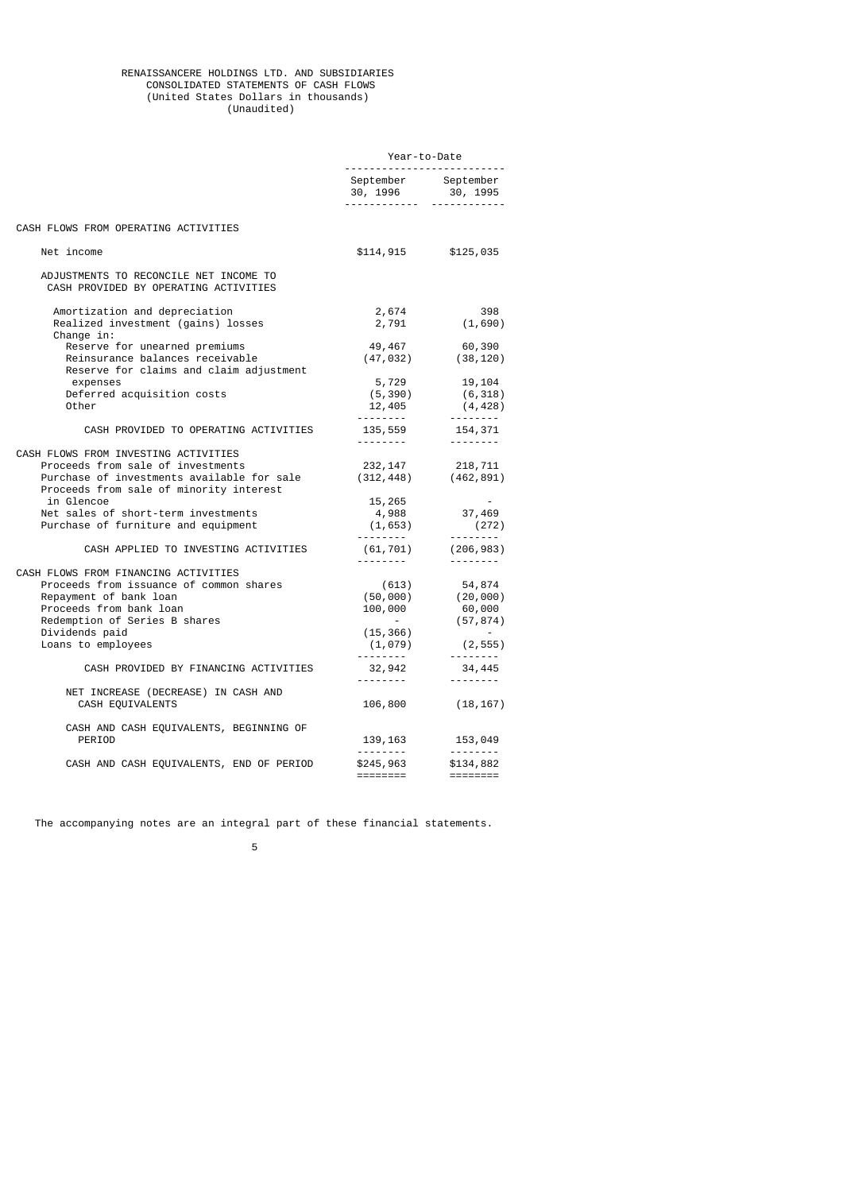# RENAISSANCERE HOLDINGS LTD. AND SUBSIDIARIES
## CONSOLIDATED STATEMENTS OF CASH FLOWS
(United States Dollars in thousands)
(Unaudited)

| | Year-to-Date | |
|---|---|---|
| | September 30, 1996 | September 30, 1995 |
| **CASH FLOWS FROM OPERATING ACTIVITIES** | | |
| Net income | $114,915 | $125,035 |
| ADJUSTMENTS TO RECONCILE NET INCOME TO CASH PROVIDED BY OPERATING ACTIVITIES | | |
| Amortization and depreciation | 2,674 | 398 |
| Realized investment (gains) losses | 2,791 | (1,690) |
| Change in: | | |
| Reserve for unearned premiums | 49,467 | 60,390 |
| Reinsurance balances receivable | (47,032) | (38,120) |
| Reserve for claims and claim adjustment expenses | 5,729 | 19,104 |
| Deferred acquisition costs | (5,390) | (6,318) |
| Other | 12,405 | (4,428) |
| CASH PROVIDED TO OPERATING ACTIVITIES | 135,559 | 154,371 |
| **CASH FLOWS FROM INVESTING ACTIVITIES** | | |
| Proceeds from sale of investments | 232,147 | 218,711 |
| Purchase of investments available for sale | (312,448) | (462,891) |
| Proceeds from sale of minority interest in Glencoe | 15,265 | - |
| Net sales of short-term investments | 4,988 | 37,469 |
| Purchase of furniture and equipment | (1,653) | (272) |
| CASH APPLIED TO INVESTING ACTIVITIES | (61,701) | (206,983) |
| **CASH FLOWS FROM FINANCING ACTIVITIES** | | |
| Proceeds from issuance of common shares | (613) | 54,874 |
| Repayment of bank loan | (50,000) | (20,000) |
| Proceeds from bank loan | 100,000 | 60,000 |
| Redemption of Series B shares | - | (57,874) |
| Dividends paid | (15,366) | - |
| Loans to employees | (1,079) | (2,555) |
| CASH PROVIDED BY FINANCING ACTIVITIES | 32,942 | 34,445 |
| NET INCREASE (DECREASE) IN CASH AND CASH EQUIVALENTS | 106,800 | (18,167) |
| CASH AND CASH EQUIVALENTS, BEGINNING OF PERIOD | 139,163 | 153,049 |
| CASH AND CASH EQUIVALENTS, END OF PERIOD | $245,963 | $134,882 |

The accompanying notes are an integral part of these financial statements.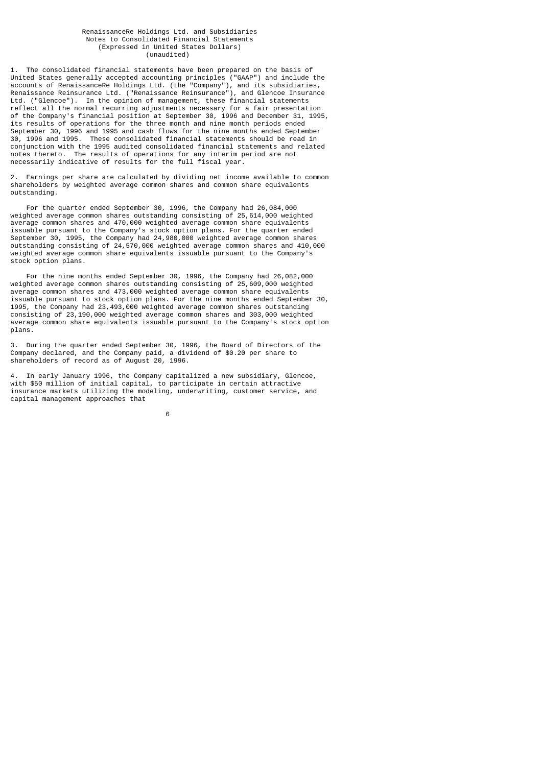RenaissanceRe Holdings Ltd. and Subsidiaries
Notes to Consolidated Financial Statements
(Expressed in United States Dollars)
(unaudited)

1. The consolidated financial statements have been prepared on the basis of United States generally accepted accounting principles ("GAAP") and include the accounts of RenaissanceRe Holdings Ltd. (the "Company"), and its subsidiaries, Renaissance Reinsurance Ltd. ("Renaissance Reinsurance"), and Glencoe Insurance Ltd. ("Glencoe"). In the opinion of management, these financial statements reflect all the normal recurring adjustments necessary for a fair presentation of the Company's financial position at September 30, 1996 and December 31, 1995, its results of operations for the three month and nine month periods ended September 30, 1996 and 1995 and cash flows for the nine months ended September 30, 1996 and 1995. These consolidated financial statements should be read in conjunction with the 1995 audited consolidated financial statements and related notes thereto. The results of operations for any interim period are not necessarily indicative of results for the full fiscal year.

2. Earnings per share are calculated by dividing net income available to common shareholders by weighted average common shares and common share equivalents outstanding.

For the quarter ended September 30, 1996, the Company had 26,084,000 weighted average common shares outstanding consisting of 25,614,000 weighted average common shares and 470,000 weighted average common share equivalents issuable pursuant to the Company's stock option plans. For the quarter ended September 30, 1995, the Company had 24,980,000 weighted average common shares outstanding consisting of 24,570,000 weighted average common shares and 410,000 weighted average common share equivalents issuable pursuant to the Company's stock option plans.

For the nine months ended September 30, 1996, the Company had 26,082,000 weighted average common shares outstanding consisting of 25,609,000 weighted average common shares and 473,000 weighted average common share equivalents issuable pursuant to stock option plans. For the nine months ended September 30, 1995, the Company had 23,493,000 weighted average common shares outstanding consisting of 23,190,000 weighted average common shares and 303,000 weighted average common share equivalents issuable pursuant to the Company's stock option plans.

3. During the quarter ended September 30, 1996, the Board of Directors of the Company declared, and the Company paid, a dividend of $0.20 per share to shareholders of record as of August 20, 1996.

4. In early January 1996, the Company capitalized a new subsidiary, Glencoe, with $50 million of initial capital, to participate in certain attractive insurance markets utilizing the modeling, underwriting, customer service, and capital management approaches that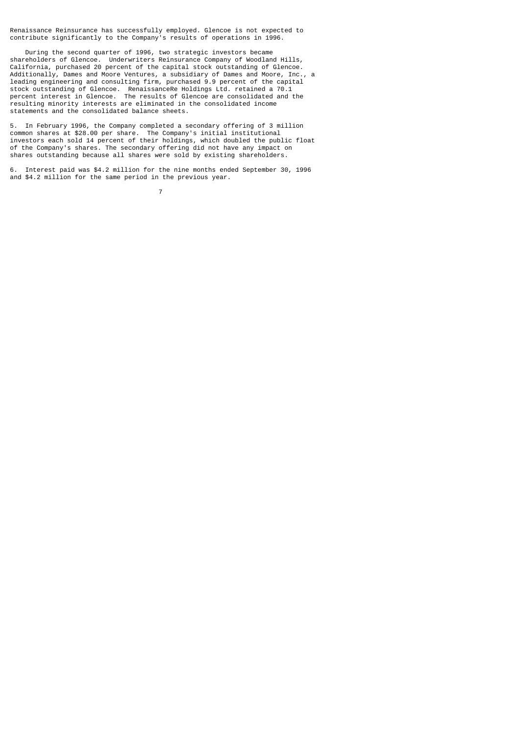Renaissance Reinsurance has successfully employed. Glencoe is not expected to contribute significantly to the Company's results of operations in 1996.

During the second quarter of 1996, two strategic investors became shareholders of Glencoe. Underwriters Reinsurance Company of Woodland Hills, California, purchased 20 percent of the capital stock outstanding of Glencoe. Additionally, Dames and Moore Ventures, a subsidiary of Dames and Moore, Inc., a leading engineering and consulting firm, purchased 9.9 percent of the capital stock outstanding of Glencoe. RenaissanceRe Holdings Ltd. retained a 70.1 percent interest in Glencoe. The results of Glencoe are consolidated and the resulting minority interests are eliminated in the consolidated income statements and the consolidated balance sheets.

5. In February 1996, the Company completed a secondary offering of 3 million common shares at $28.00 per share. The Company's initial institutional investors each sold 14 percent of their holdings, which doubled the public float of the Company's shares. The secondary offering did not have any impact on shares outstanding because all shares were sold by existing shareholders.

6. Interest paid was $4.2 million for the nine months ended September 30, 1996 and $4.2 million for the same period in the previous year.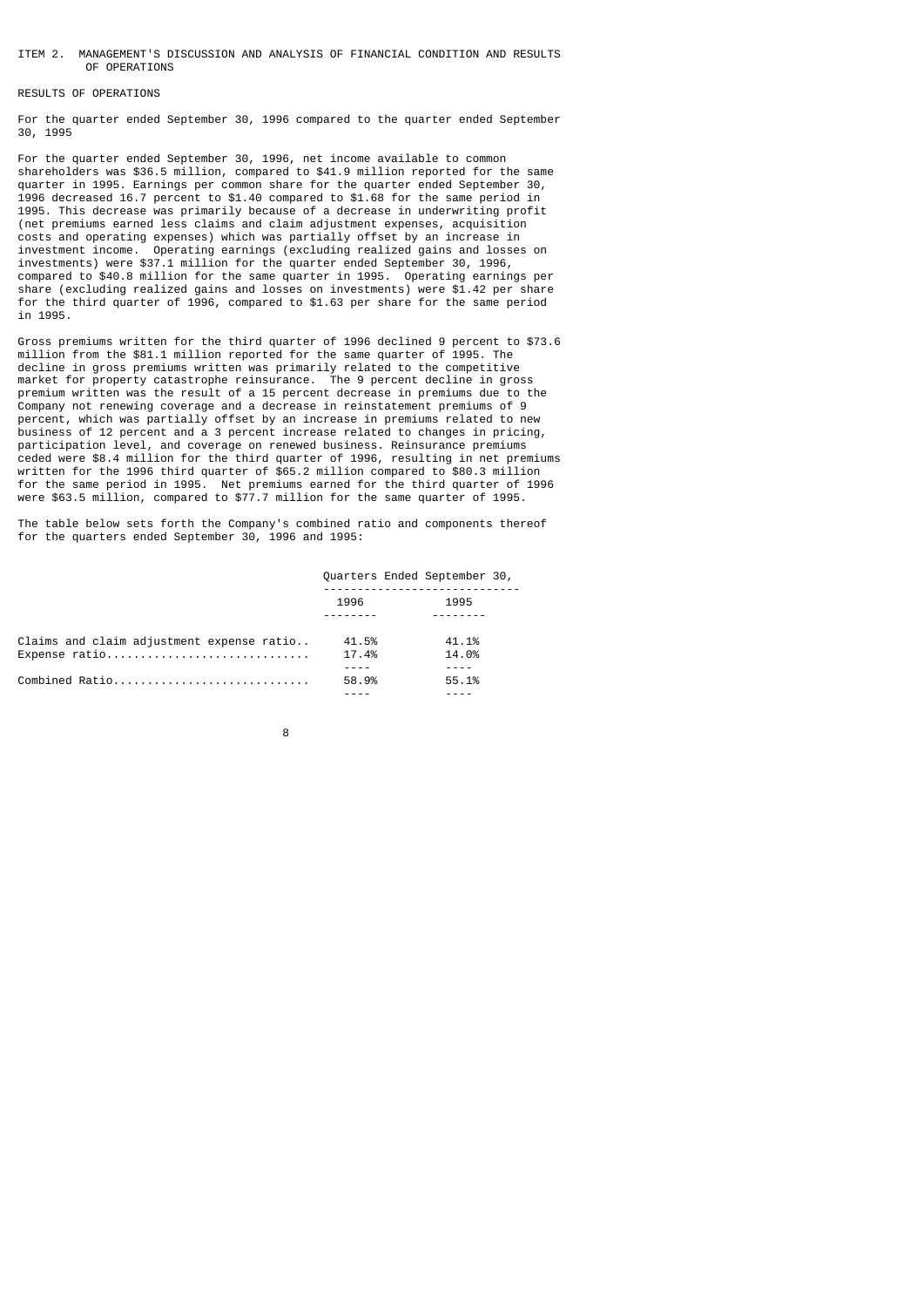## ITEM 2. MANAGEMENT'S DISCUSSION AND ANALYSIS OF FINANCIAL CONDITION AND RESULTS OF OPERATIONS

### RESULTS OF OPERATIONS

For the quarter ended September 30, 1996 compared to the quarter ended September 30, 1995

For the quarter ended September 30, 1996, net income available to common shareholders was $36.5 million, compared to $41.9 million reported for the same quarter in 1995. Earnings per common share for the quarter ended September 30, 1996 decreased 16.7 percent to $1.40 compared to $1.68 for the same period in 1995. This decrease was primarily because of a decrease in underwriting profit (net premiums earned less claims and claim adjustment expenses, acquisition costs and operating expenses) which was partially offset by an increase in investment income. Operating earnings (excluding realized gains and losses on investments) were $37.1 million for the quarter ended September 30, 1996, compared to $40.8 million for the same quarter in 1995. Operating earnings per share (excluding realized gains and losses on investments) were $1.42 per share for the third quarter of 1996, compared to $1.63 per share for the same period in 1995.

Gross premiums written for the third quarter of 1996 declined 9 percent to $73.6 million from the $81.1 million reported for the same quarter of 1995. The decline in gross premiums written was primarily related to the competitive market for property catastrophe reinsurance. The 9 percent decline in gross premium written was the result of a 15 percent decrease in premiums due to the Company not renewing coverage and a decrease in reinstatement premiums of 9 percent, which was partially offset by an increase in premiums related to new business of 12 percent and a 3 percent increase related to changes in pricing, participation level, and coverage on renewed business. Reinsurance premiums ceded were $8.4 million for the third quarter of 1996, resulting in net premiums written for the 1996 third quarter of $65.2 million compared to $80.3 million for the same period in 1995. Net premiums earned for the third quarter of 1996 were $63.5 million, compared to $77.7 million for the same quarter of 1995.

The table below sets forth the Company's combined ratio and components thereof for the quarters ended September 30, 1996 and 1995:

| | Quarters Ended September 30, | |
|---|---|---|
| | 1996 | 1995 |
| Claims and claim adjustment expense ratio | 41.5% | 41.1% |
| Expense ratio | 17.4% | 14.0% |
| Combined Ratio | 58.9% | 55.1% |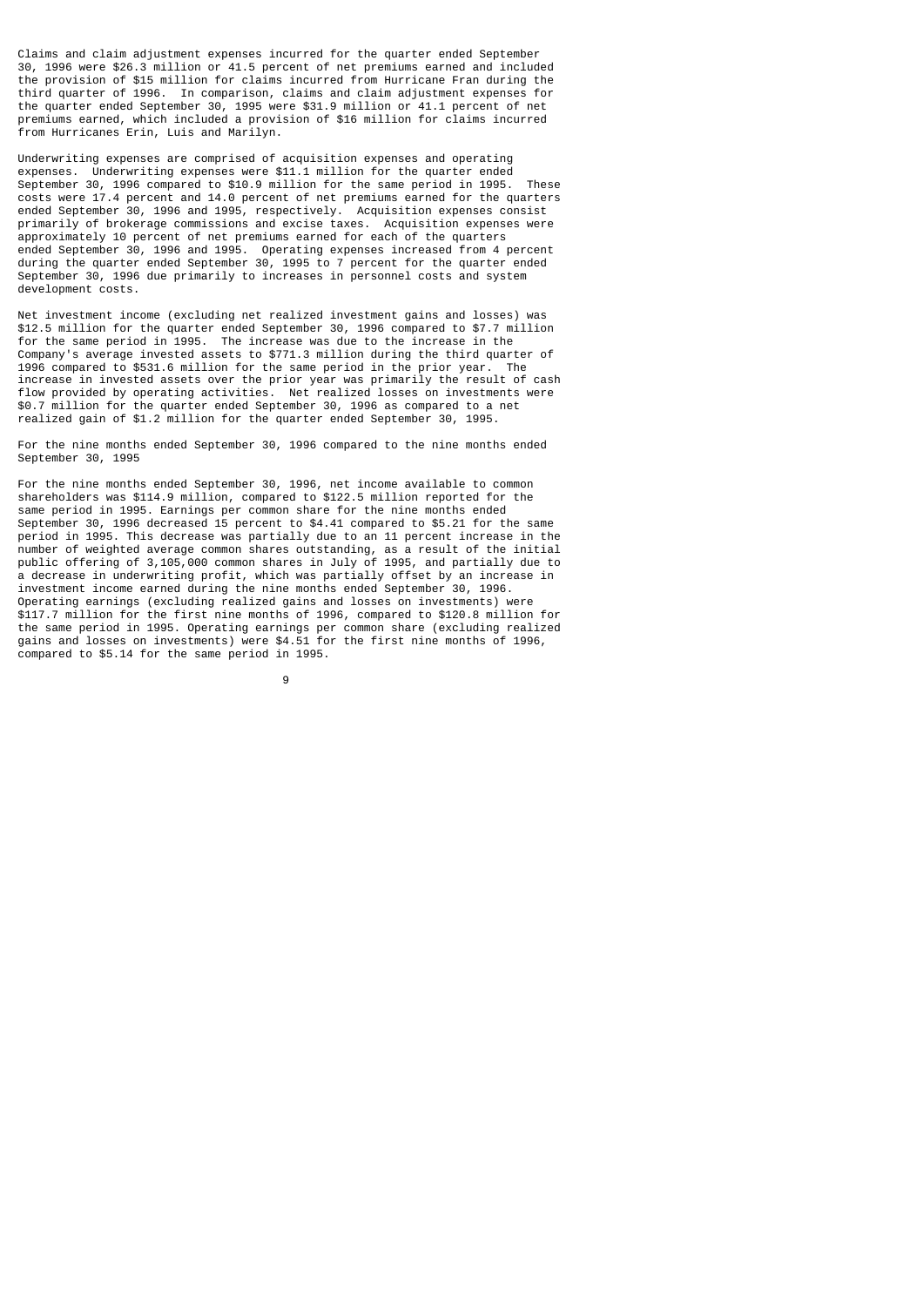Claims and claim adjustment expenses incurred for the quarter ended September 30, 1996 were $26.3 million or 41.5 percent of net premiums earned and included the provision of $15 million for claims incurred from Hurricane Fran during the third quarter of 1996. In comparison, claims and claim adjustment expenses for the quarter ended September 30, 1995 were $31.9 million or 41.1 percent of net premiums earned, which included a provision of $16 million for claims incurred from Hurricanes Erin, Luis and Marilyn.

Underwriting expenses are comprised of acquisition expenses and operating expenses. Underwriting expenses were $11.1 million for the quarter ended September 30, 1996 compared to $10.9 million for the same period in 1995. These costs were 17.4 percent and 14.0 percent of net premiums earned for the quarters ended September 30, 1996 and 1995, respectively. Acquisition expenses consist primarily of brokerage commissions and excise taxes. Acquisition expenses were approximately 10 percent of net premiums earned for each of the quarters ended September 30, 1996 and 1995. Operating expenses increased from 4 percent during the quarter ended September 30, 1995 to 7 percent for the quarter ended September 30, 1996 due primarily to increases in personnel costs and system development costs.

Net investment income (excluding net realized investment gains and losses) was $12.5 million for the quarter ended September 30, 1996 compared to $7.7 million for the same period in 1995. The increase was due to the increase in the Company's average invested assets to $771.3 million during the third quarter of 1996 compared to $531.6 million for the same period in the prior year. The increase in invested assets over the prior year was primarily the result of cash flow provided by operating activities. Net realized losses on investments were $0.7 million for the quarter ended September 30, 1996 as compared to a net realized gain of $1.2 million for the quarter ended September 30, 1995.

For the nine months ended September 30, 1996 compared to the nine months ended September 30, 1995

For the nine months ended September 30, 1996, net income available to common shareholders was $114.9 million, compared to $122.5 million reported for the same period in 1995. Earnings per common share for the nine months ended September 30, 1996 decreased 15 percent to $4.41 compared to $5.21 for the same period in 1995. This decrease was partially due to an 11 percent increase in the number of weighted average common shares outstanding, as a result of the initial public offering of 3,105,000 common shares in July of 1995, and partially due to a decrease in underwriting profit, which was partially offset by an increase in investment income earned during the nine months ended September 30, 1996. Operating earnings (excluding realized gains and losses on investments) were $117.7 million for the first nine months of 1996, compared to $120.8 million for the same period in 1995. Operating earnings per common share (excluding realized gains and losses on investments) were $4.51 for the first nine months of 1996, compared to $5.14 for the same period in 1995.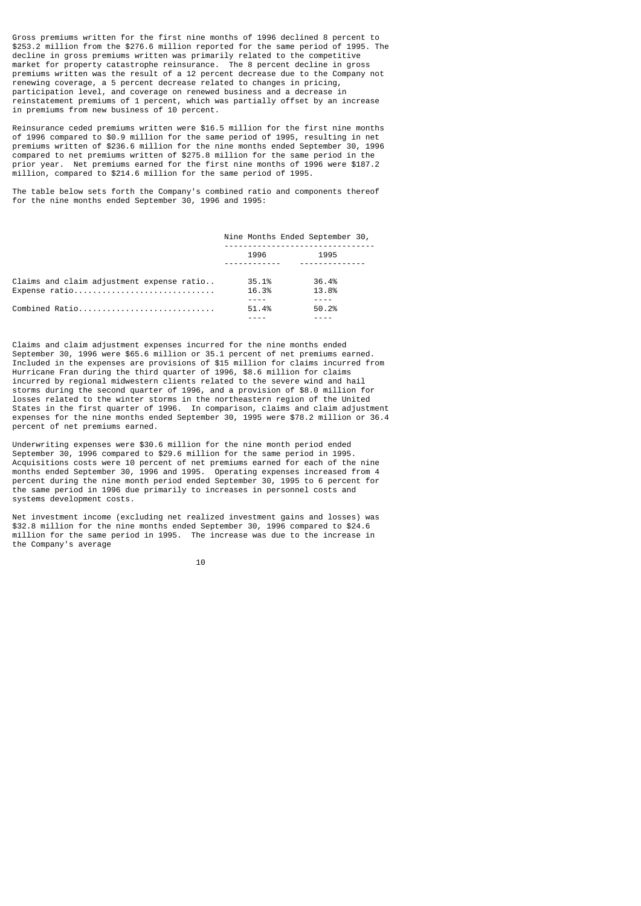Gross premiums written for the first nine months of 1996 declined 8 percent to $253.2 million from the $276.6 million reported for the same period of 1995. The decline in gross premiums written was primarily related to the competitive market for property catastrophe reinsurance. The 8 percent decline in gross premiums written was the result of a 12 percent decrease due to the Company not renewing coverage, a 5 percent decrease related to changes in pricing, participation level, and coverage on renewed business and a decrease in reinstatement premiums of 1 percent, which was partially offset by an increase in premiums from new business of 10 percent.

Reinsurance ceded premiums written were $16.5 million for the first nine months of 1996 compared to $0.9 million for the same period of 1995, resulting in net premiums written of $236.6 million for the nine months ended September 30, 1996 compared to net premiums written of $275.8 million for the same period in the prior year. Net premiums earned for the first nine months of 1996 were $187.2 million, compared to $214.6 million for the same period of 1995.

The table below sets forth the Company's combined ratio and components thereof for the nine months ended September 30, 1996 and 1995:

| | Nine Months Ended September 30, | |
|---|---|---|
| | 1996 | 1995 |
| Claims and claim adjustment expense ratio.. | 35.1% | 36.4% |
| Expense ratio.............................. | 16.3% | 13.8% |
| Combined Ratio............................. | 51.4% | 50.2% |

Claims and claim adjustment expenses incurred for the nine months ended September 30, 1996 were $65.6 million or 35.1 percent of net premiums earned. Included in the expenses are provisions of $15 million for claims incurred from Hurricane Fran during the third quarter of 1996, $8.6 million for claims incurred by regional midwestern clients related to the severe wind and hail storms during the second quarter of 1996, and a provision of $8.0 million for losses related to the winter storms in the northeastern region of the United States in the first quarter of 1996. In comparison, claims and claim adjustment expenses for the nine months ended September 30, 1995 were $78.2 million or 36.4 percent of net premiums earned.

Underwriting expenses were $30.6 million for the nine month period ended September 30, 1996 compared to $29.6 million for the same period in 1995. Acquisitions costs were 10 percent of net premiums earned for each of the nine months ended September 30, 1996 and 1995. Operating expenses increased from 4 percent during the nine month period ended September 30, 1995 to 6 percent for the same period in 1996 due primarily to increases in personnel costs and systems development costs.

Net investment income (excluding net realized investment gains and losses) was $32.8 million for the nine months ended September 30, 1996 compared to $24.6 million for the same period in 1995. The increase was due to the increase in the Company's average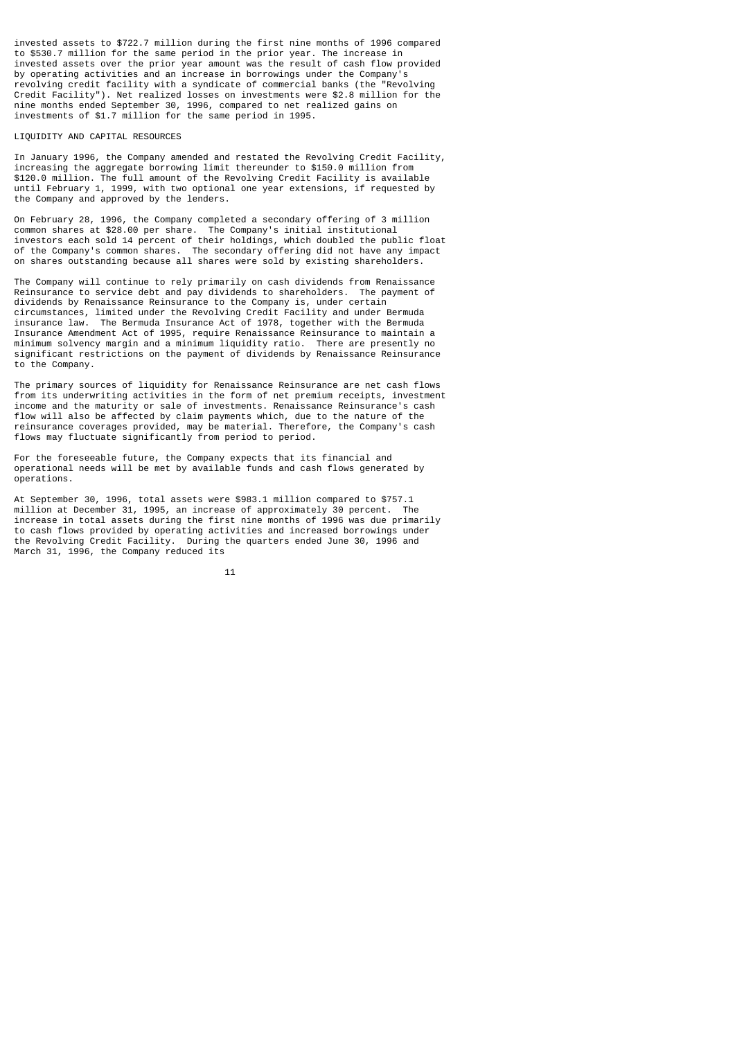invested assets to $722.7 million during the first nine months of 1996 compared to $530.7 million for the same period in the prior year. The increase in invested assets over the prior year amount was the result of cash flow provided by operating activities and an increase in borrowings under the Company's revolving credit facility with a syndicate of commercial banks (the "Revolving Credit Facility"). Net realized losses on investments were $2.8 million for the nine months ended September 30, 1996, compared to net realized gains on investments of $1.7 million for the same period in 1995.

## LIQUIDITY AND CAPITAL RESOURCES

In January 1996, the Company amended and restated the Revolving Credit Facility, increasing the aggregate borrowing limit thereunder to $150.0 million from $120.0 million. The full amount of the Revolving Credit Facility is available until February 1, 1999, with two optional one year extensions, if requested by the Company and approved by the lenders.

On February 28, 1996, the Company completed a secondary offering of 3 million common shares at $28.00 per share. The Company's initial institutional investors each sold 14 percent of their holdings, which doubled the public float of the Company's common shares. The secondary offering did not have any impact on shares outstanding because all shares were sold by existing shareholders.

The Company will continue to rely primarily on cash dividends from Renaissance Reinsurance to service debt and pay dividends to shareholders. The payment of dividends by Renaissance Reinsurance to the Company is, under certain circumstances, limited under the Revolving Credit Facility and under Bermuda insurance law. The Bermuda Insurance Act of 1978, together with the Bermuda Insurance Amendment Act of 1995, require Renaissance Reinsurance to maintain a minimum solvency margin and a minimum liquidity ratio. There are presently no significant restrictions on the payment of dividends by Renaissance Reinsurance to the Company.

The primary sources of liquidity for Renaissance Reinsurance are net cash flows from its underwriting activities in the form of net premium receipts, investment income and the maturity or sale of investments. Renaissance Reinsurance's cash flow will also be affected by claim payments which, due to the nature of the reinsurance coverages provided, may be material. Therefore, the Company's cash flows may fluctuate significantly from period to period.

For the foreseeable future, the Company expects that its financial and operational needs will be met by available funds and cash flows generated by operations.

At September 30, 1996, total assets were $983.1 million compared to $757.1 million at December 31, 1995, an increase of approximately 30 percent. The increase in total assets during the first nine months of 1996 was due primarily to cash flows provided by operating activities and increased borrowings under the Revolving Credit Facility. During the quarters ended June 30, 1996 and March 31, 1996, the Company reduced its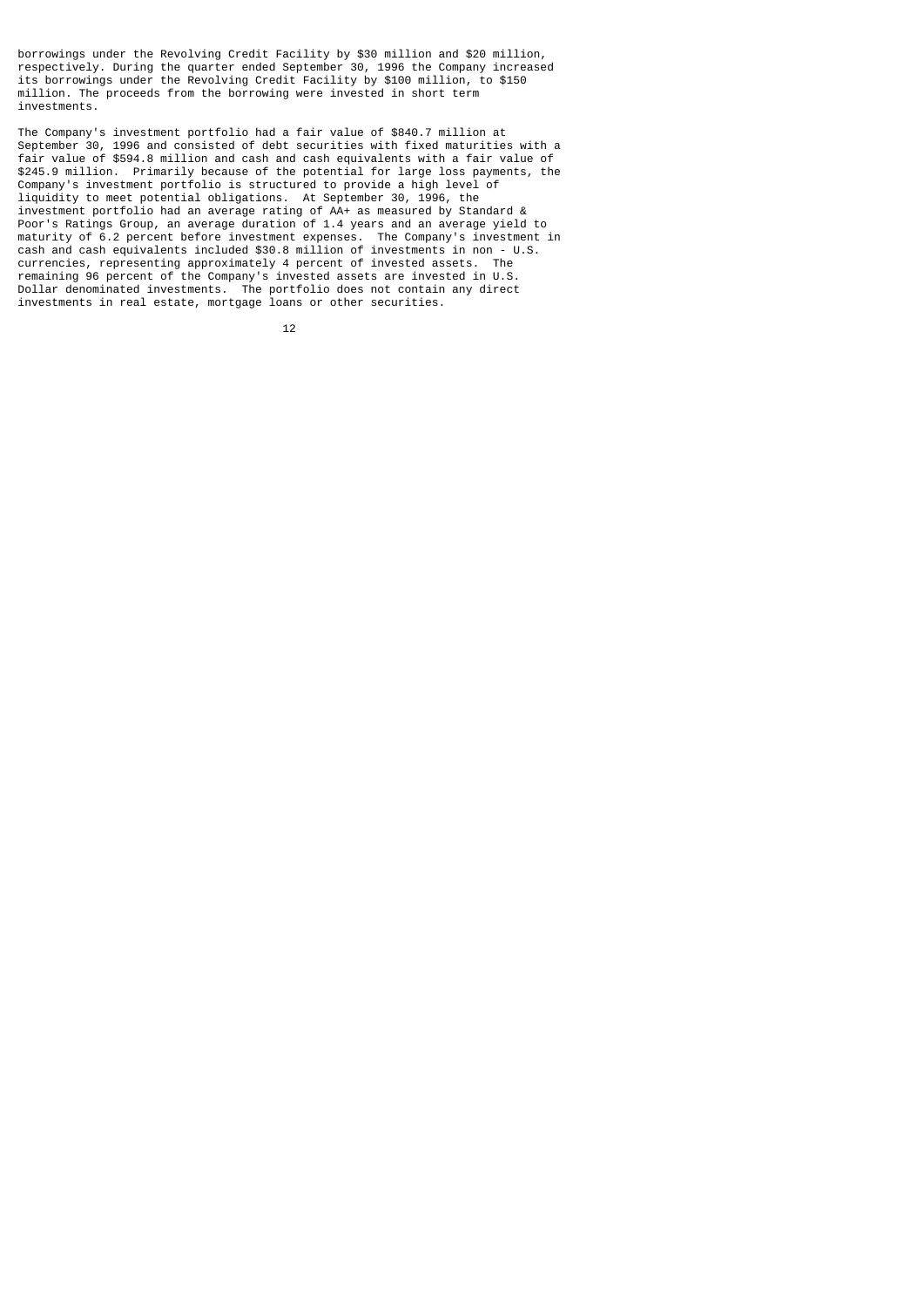borrowings under the Revolving Credit Facility by $30 million and $20 million, respectively. During the quarter ended September 30, 1996 the Company increased its borrowings under the Revolving Credit Facility by $100 million, to $150 million. The proceeds from the borrowing were invested in short term investments.

The Company's investment portfolio had a fair value of $840.7 million at September 30, 1996 and consisted of debt securities with fixed maturities with a fair value of $594.8 million and cash and cash equivalents with a fair value of $245.9 million. Primarily because of the potential for large loss payments, the Company's investment portfolio is structured to provide a high level of liquidity to meet potential obligations. At September 30, 1996, the investment portfolio had an average rating of AA+ as measured by Standard & Poor's Ratings Group, an average duration of 1.4 years and an average yield to maturity of 6.2 percent before investment expenses. The Company's investment in cash and cash equivalents included $30.8 million of investments in non - U.S. currencies, representing approximately 4 percent of invested assets. The remaining 96 percent of the Company's invested assets are invested in U.S. Dollar denominated investments. The portfolio does not contain any direct investments in real estate, mortgage loans or other securities.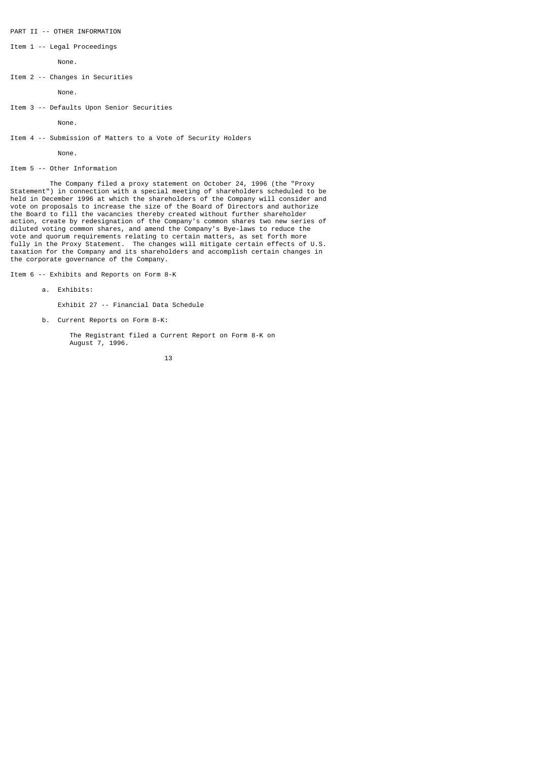## PART II -- OTHER INFORMATION

### Item 1 -- Legal Proceedings

None.

### Item 2 -- Changes in Securities

None.

### Item 3 -- Defaults Upon Senior Securities

None.

### Item 4 -- Submission of Matters to a Vote of Security Holders

None.

### Item 5 -- Other Information

The Company filed a proxy statement on October 24, 1996 (the "Proxy Statement") in connection with a special meeting of shareholders scheduled to be held in December 1996 at which the shareholders of the Company will consider and vote on proposals to increase the size of the Board of Directors and authorize the Board to fill the vacancies thereby created without further shareholder action, create by redesignation of the Company's common shares two new series of diluted voting common shares, and amend the Company's Bye-laws to reduce the vote and quorum requirements relating to certain matters, as set forth more fully in the Proxy Statement. The changes will mitigate certain effects of U.S. taxation for the Company and its shareholders and accomplish certain changes in the corporate governance of the Company.

### Item 6 -- Exhibits and Reports on Form 8-K

a. Exhibits:

Exhibit 27 -- Financial Data Schedule

b. Current Reports on Form 8-K:

The Registrant filed a Current Report on Form 8-K on August 7, 1996.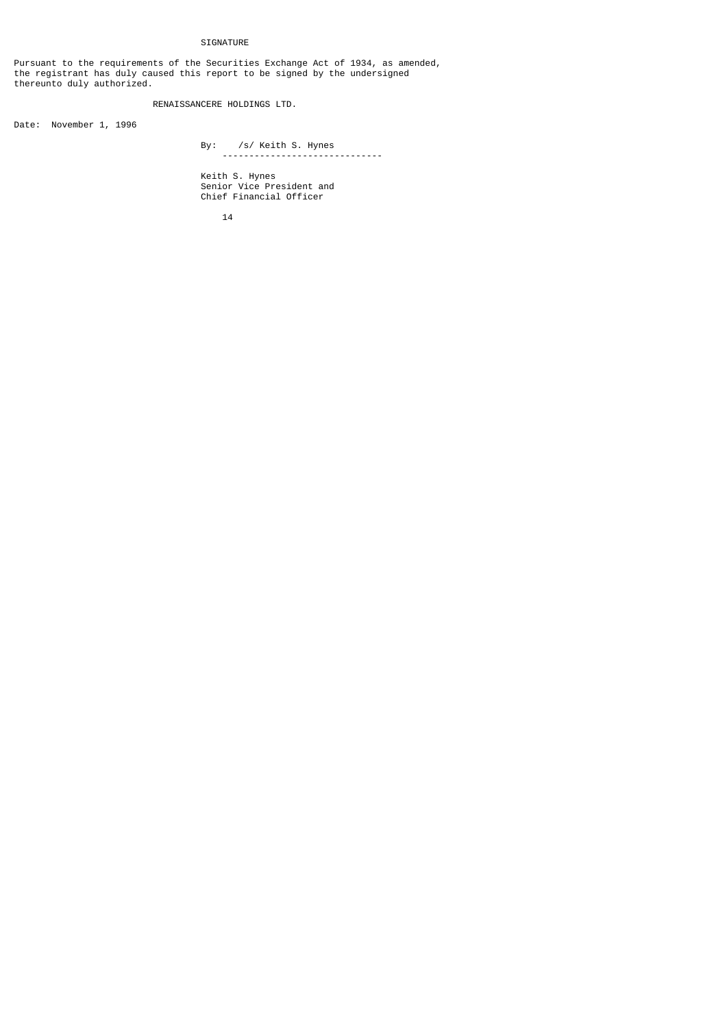# SIGNATURE

Pursuant to the requirements of the Securities Exchange Act of 1934, as amended, the registrant has duly caused this report to be signed by the undersigned thereunto duly authorized.

RENAISSANCERE HOLDINGS LTD.

Date: November 1, 1996

By: /s/ Keith S. Hynes

Keith S. Hynes
Senior Vice President and
Chief Financial Officer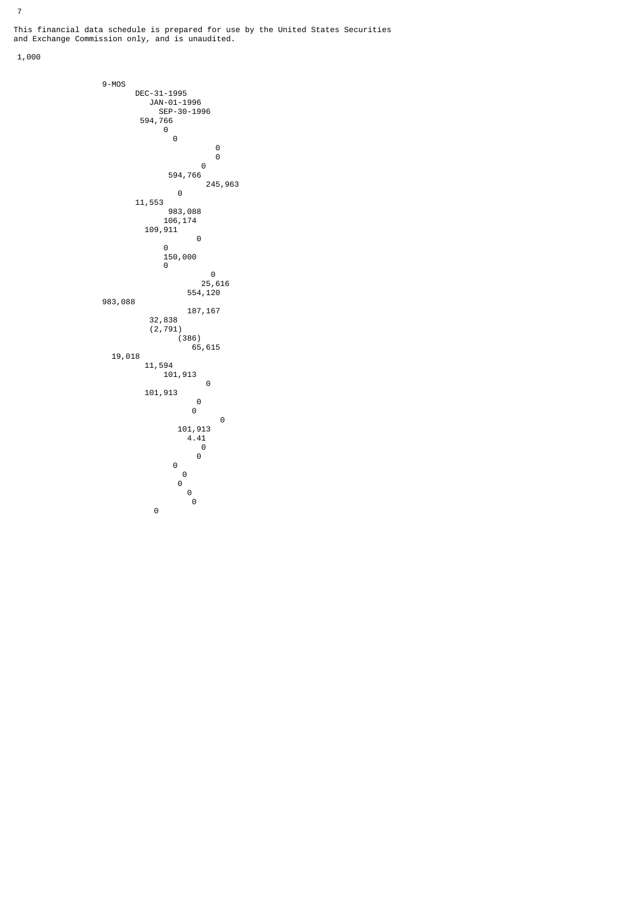7

This financial data schedule is prepared for use by the United States Securities
and Exchange Commission only, and is unaudited.

1,000

```
9-MOS
DEC-31-1995
JAN-01-1996
SEP-30-1996
594,766
0
0
0
0
0
594,766
245,963
0
11,553
983,088
106,174
109,911
0
0
150,000
0
0
25,616
554,120
983,088
187,167
32,838
(2,791)
(386)
65,615
19,018
11,594
101,913
0
101,913
0
0
0
101,913
4.41
0
0
0
0
0
0
0
0
```